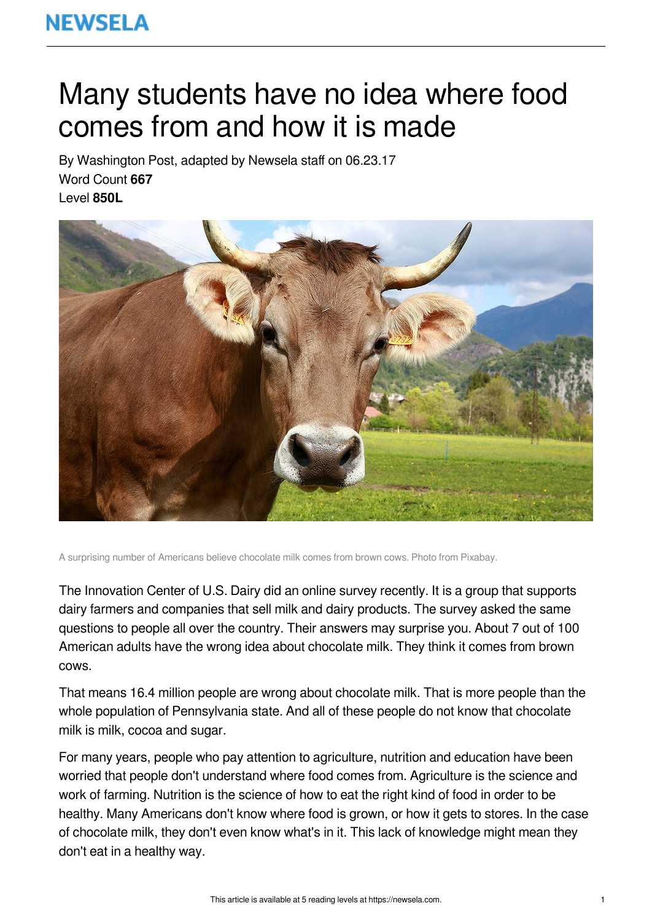# Many students have no idea where food comes from and how it is made

By Washington Post, adapted by Newsela staff on 06.23.17
Word Count **667**
Level **850L**

A surprising number of Americans believe chocolate milk comes from brown cows. Photo from Pixabay.

The Innovation Center of U.S. Dairy did an online survey recently. It is a group that supports dairy farmers and companies that sell milk and dairy products. The survey asked the same questions to people all over the country. Their answers may surprise you. About 7 out of 100 American adults have the wrong idea about chocolate milk. They think it comes from brown cows.

That means 16.4 million people are wrong about chocolate milk. That is more people than the whole population of Pennsylvania state. And all of these people do not know that chocolate milk is milk, cocoa and sugar.

For many years, people who pay attention to agriculture, nutrition and education have been worried that people don't understand where food comes from. Agriculture is the science and work of farming. Nutrition is the science of how to eat the right kind of food in order to be healthy. Many Americans don't know where food is grown, or how it gets to stores. In the case of chocolate milk, they don't even know what's in it. This lack of knowledge might mean they don't eat in a healthy way.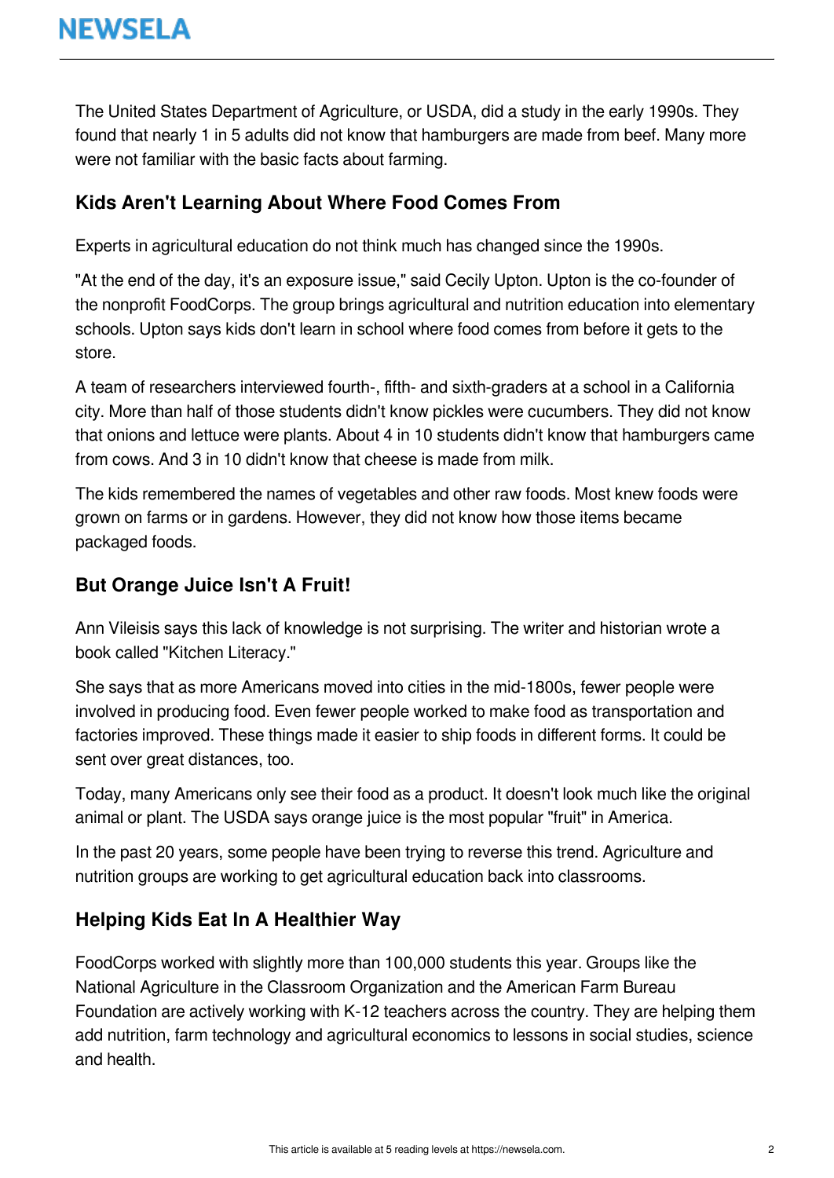The United States Department of Agriculture, or USDA, did a study in the early 1990s. They found that nearly 1 in 5 adults did not know that hamburgers are made from beef. Many more were not familiar with the basic facts about farming.

## Kids Aren't Learning About Where Food Comes From

Experts in agricultural education do not think much has changed since the 1990s.

"At the end of the day, it's an exposure issue," said Cecily Upton. Upton is the co-founder of the nonprofit FoodCorps. The group brings agricultural and nutrition education into elementary schools. Upton says kids don't learn in school where food comes from before it gets to the store.

A team of researchers interviewed fourth-, fifth- and sixth-graders at a school in a California city. More than half of those students didn't know pickles were cucumbers. They did not know that onions and lettuce were plants. About 4 in 10 students didn't know that hamburgers came from cows. And 3 in 10 didn't know that cheese is made from milk.

The kids remembered the names of vegetables and other raw foods. Most knew foods were grown on farms or in gardens. However, they did not know how those items became packaged foods.

## But Orange Juice Isn't A Fruit!

Ann Vileisis says this lack of knowledge is not surprising. The writer and historian wrote a book called "Kitchen Literacy."

She says that as more Americans moved into cities in the mid-1800s, fewer people were involved in producing food. Even fewer people worked to make food as transportation and factories improved. These things made it easier to ship foods in different forms. It could be sent over great distances, too.

Today, many Americans only see their food as a product. It doesn't look much like the original animal or plant. The USDA says orange juice is the most popular "fruit" in America.

In the past 20 years, some people have been trying to reverse this trend. Agriculture and nutrition groups are working to get agricultural education back into classrooms.

## Helping Kids Eat In A Healthier Way

FoodCorps worked with slightly more than 100,000 students this year. Groups like the National Agriculture in the Classroom Organization and the American Farm Bureau Foundation are actively working with K-12 teachers across the country. They are helping them add nutrition, farm technology and agricultural economics to lessons in social studies, science and health.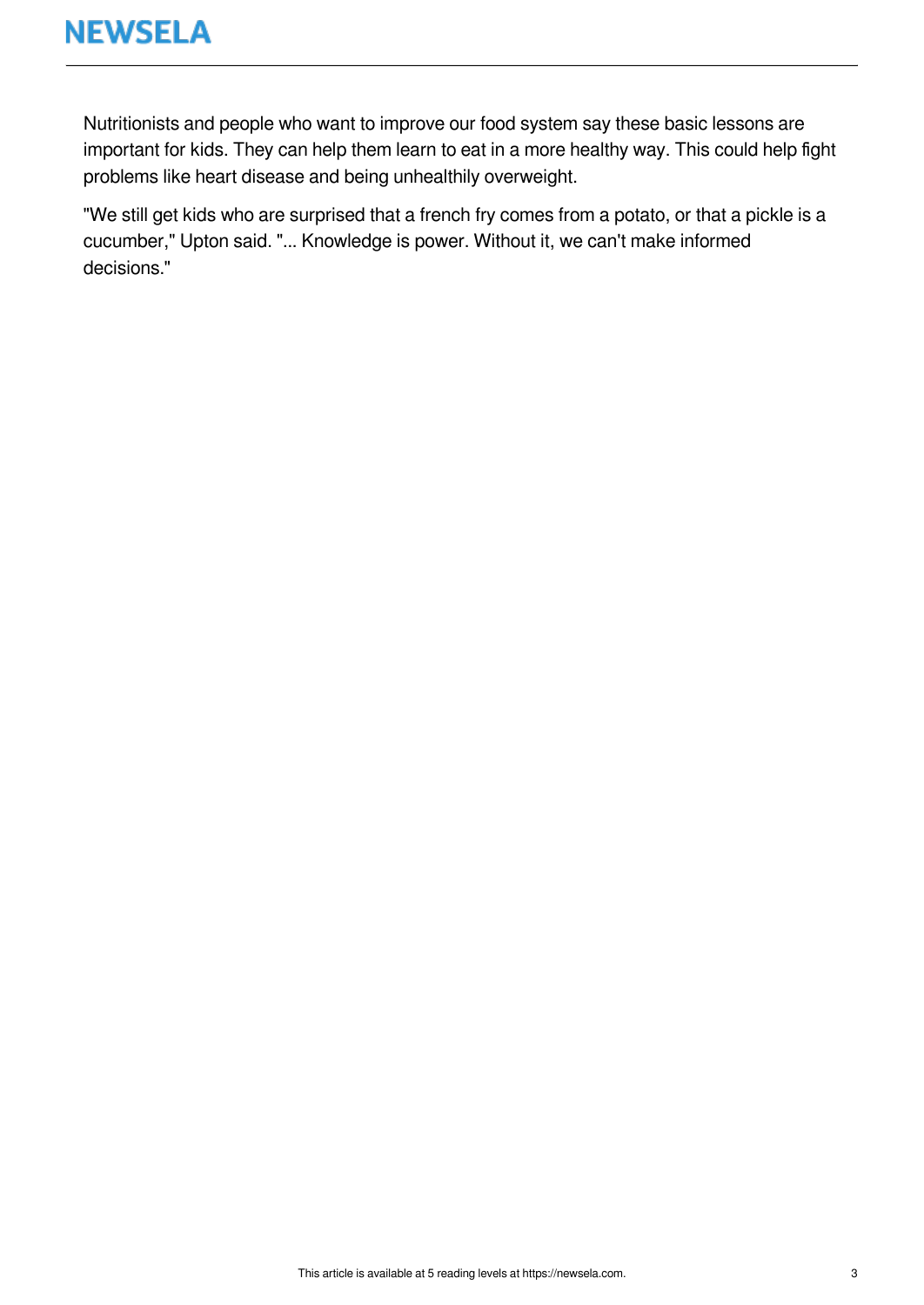Nutritionists and people who want to improve our food system say these basic lessons are important for kids. They can help them learn to eat in a more healthy way. This could help fight problems like heart disease and being unhealthily overweight.

"We still get kids who are surprised that a french fry comes from a potato, or that a pickle is a cucumber," Upton said. "... Knowledge is power. Without it, we can't make informed decisions."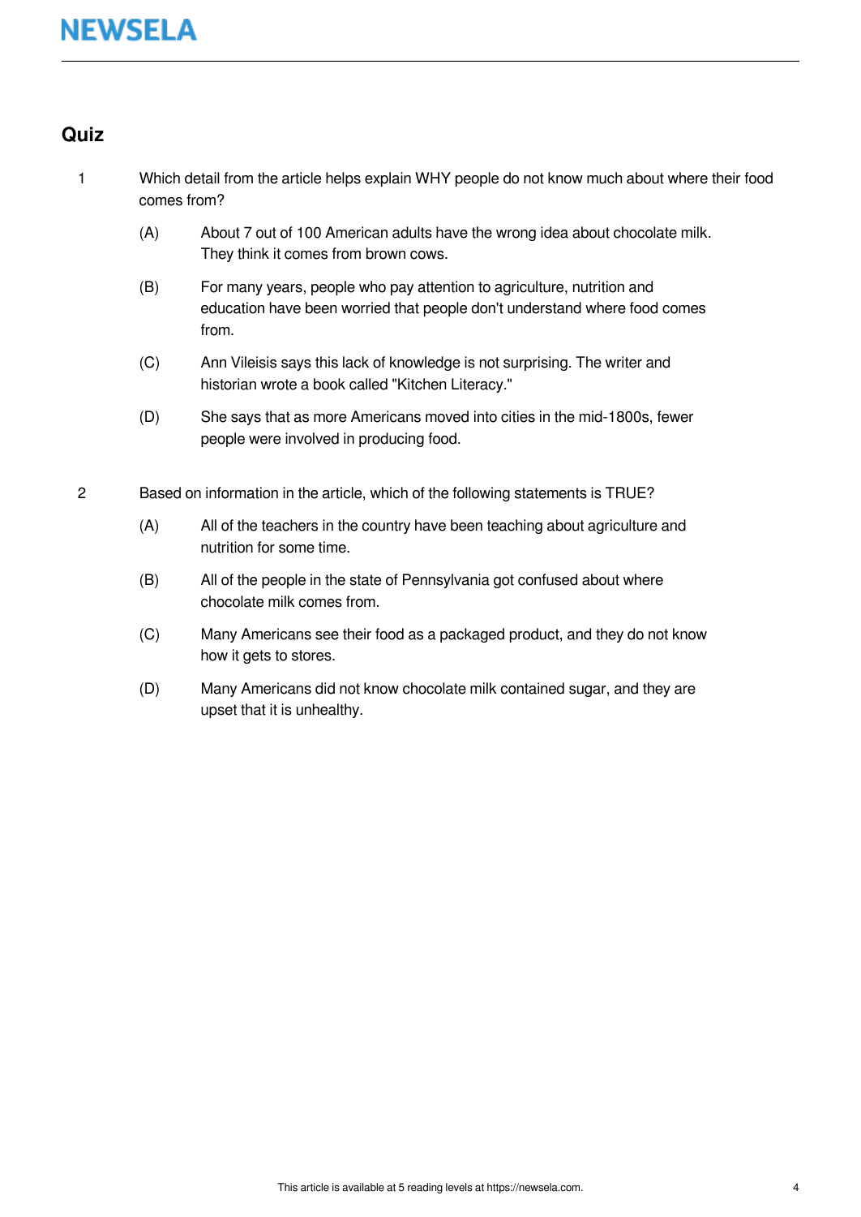## Quiz

1. Which detail from the article helps explain WHY people do not know much about where their food comes from?

   (A) About 7 out of 100 American adults have the wrong idea about chocolate milk. They think it comes from brown cows.

   (B) For many years, people who pay attention to agriculture, nutrition and education have been worried that people don't understand where food comes from.

   (C) Ann Vileisis says this lack of knowledge is not surprising. The writer and historian wrote a book called "Kitchen Literacy."

   (D) She says that as more Americans moved into cities in the mid-1800s, fewer people were involved in producing food.

2. Based on information in the article, which of the following statements is TRUE?

   (A) All of the teachers in the country have been teaching about agriculture and nutrition for some time.

   (B) All of the people in the state of Pennsylvania got confused about where chocolate milk comes from.

   (C) Many Americans see their food as a packaged product, and they do not know how it gets to stores.

   (D) Many Americans did not know chocolate milk contained sugar, and they are upset that it is unhealthy.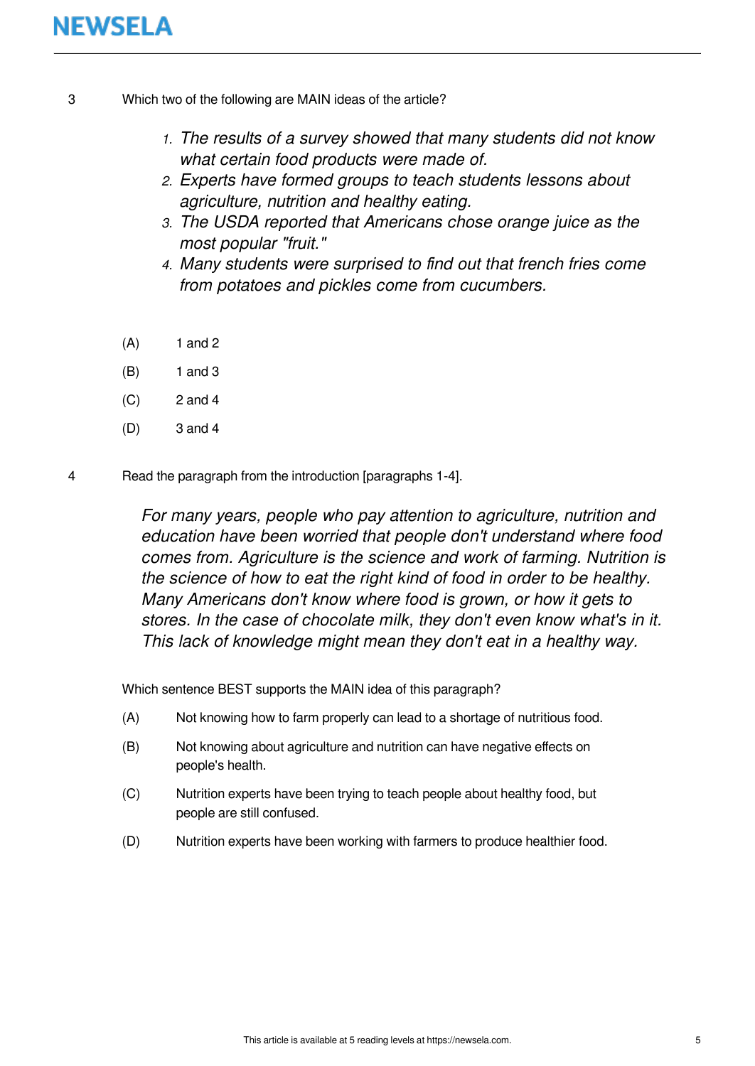3 Which two of the following are MAIN ideas of the article?

1. *The results of a survey showed that many students did not know what certain food products were made of.*
2. *Experts have formed groups to teach students lessons about agriculture, nutrition and healthy eating.*
3. *The USDA reported that Americans chose orange juice as the most popular "fruit."*
4. *Many students were surprised to find out that french fries come from potatoes and pickles come from cucumbers.*

(A) 1 and 2

(B) 1 and 3

(C) 2 and 4

(D) 3 and 4

4 Read the paragraph from the introduction [paragraphs 1-4].

> *For many years, people who pay attention to agriculture, nutrition and education have been worried that people don't understand where food comes from. Agriculture is the science and work of farming. Nutrition is the science of how to eat the right kind of food in order to be healthy. Many Americans don't know where food is grown, or how it gets to stores. In the case of chocolate milk, they don't even know what's in it. This lack of knowledge might mean they don't eat in a healthy way.*

Which sentence BEST supports the MAIN idea of this paragraph?

(A) Not knowing how to farm properly can lead to a shortage of nutritious food.

(B) Not knowing about agriculture and nutrition can have negative effects on people's health.

(C) Nutrition experts have been trying to teach people about healthy food, but people are still confused.

(D) Nutrition experts have been working with farmers to produce healthier food.